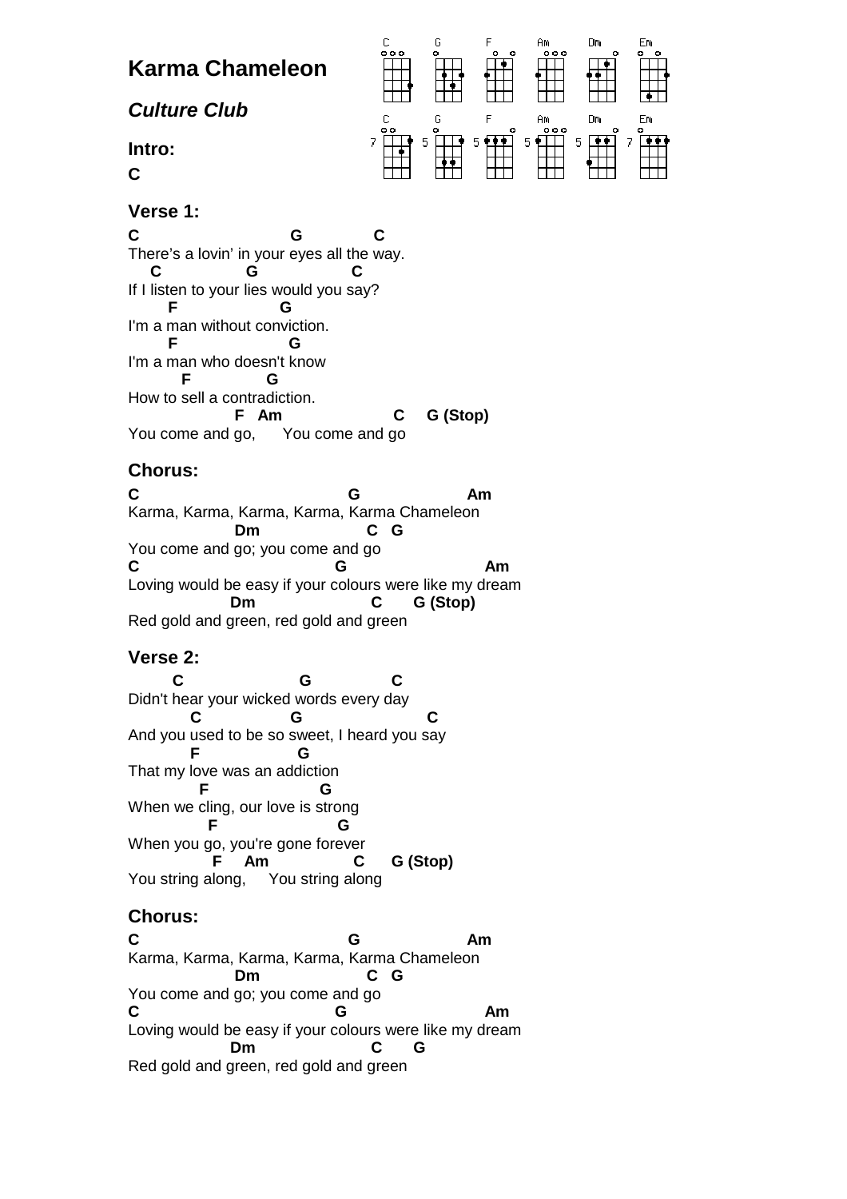# Karma Chameleon

## *Culture Club*

### Intro:

**C**

### Verse 1:

```
C                         G           C
There's a lovin' in your eyes all the way.
   C            G               C
If I listen to your lies would you say?
      F              G
I'm a man without conviction.
      F                G
I'm a man who doesn't know
        F            G
How to sell a contradiction.
                F   Am                 C     G (Stop)
You come and go,      You come and go
```

### Chorus:

```
C                                 G                  Am
Karma, Karma, Karma, Karma, Karma Chameleon
                Dm                  C   G
You come and go; you come and go
C                               G                      Am
Loving would be easy if your colours were like my dream
               Dm                  C      G (Stop)
Red gold and green, red gold and green
```

### Verse 2:

```
       C                  G              C
Didn't hear your wicked words every day
          C             G                  C
And you used to be so sweet, I heard you say
          F              G
That my love was an addiction
           F                 G
When we cling, our love is strong
            F                  G
When you go, you're gone forever
              F    Am              C      G (Stop)
You string along,     You string along
```

### Chorus:

```
C                                 G                  Am
Karma, Karma, Karma, Karma, Karma Chameleon
                Dm                  C   G
You come and go; you come and go
C                               G                      Am
Loving would be easy if your colours were like my dream
               Dm                  C      G
Red gold and green, red gold and green
```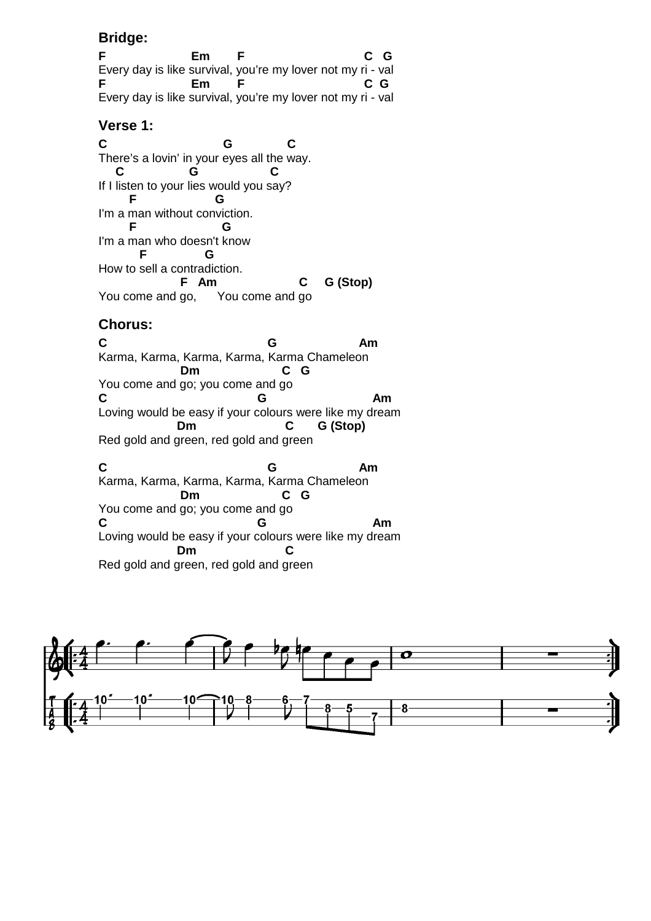**Bridge:**

```
F                Em      F                          C   G
Every day is like survival, you're my lover not my ri - val
F                Em      F                          C  G
Every day is like survival, you're my lover not my ri - val
```

**Verse 1:**

```
C                          G            C
There's a lovin' in your eyes all the way.
   C              G                 C
If I listen to your lies would you say?
      F                 G
I'm a man without conviction.
      F                    G
I'm a man who doesn't know
        F             G
How to sell a contradiction.
                 F   Am                  C     G (Stop)
You come and go,      You come and go
```

**Chorus:**

```
C                                    G                   Am
Karma, Karma, Karma, Karma, Karma Chameleon
                 Dm                    C   G
You come and go; you come and go
C                                 G                          Am
Loving would be easy if your colours were like my dream
                Dm                     C       G (Stop)
Red gold and green, red gold and green

C                                    G                   Am
Karma, Karma, Karma, Karma, Karma Chameleon
                 Dm                    C   G
You come and go; you come and go
C                                 G                          Am
Loving would be easy if your colours were like my dream
                Dm                     C
Red gold and green, red gold and green
```